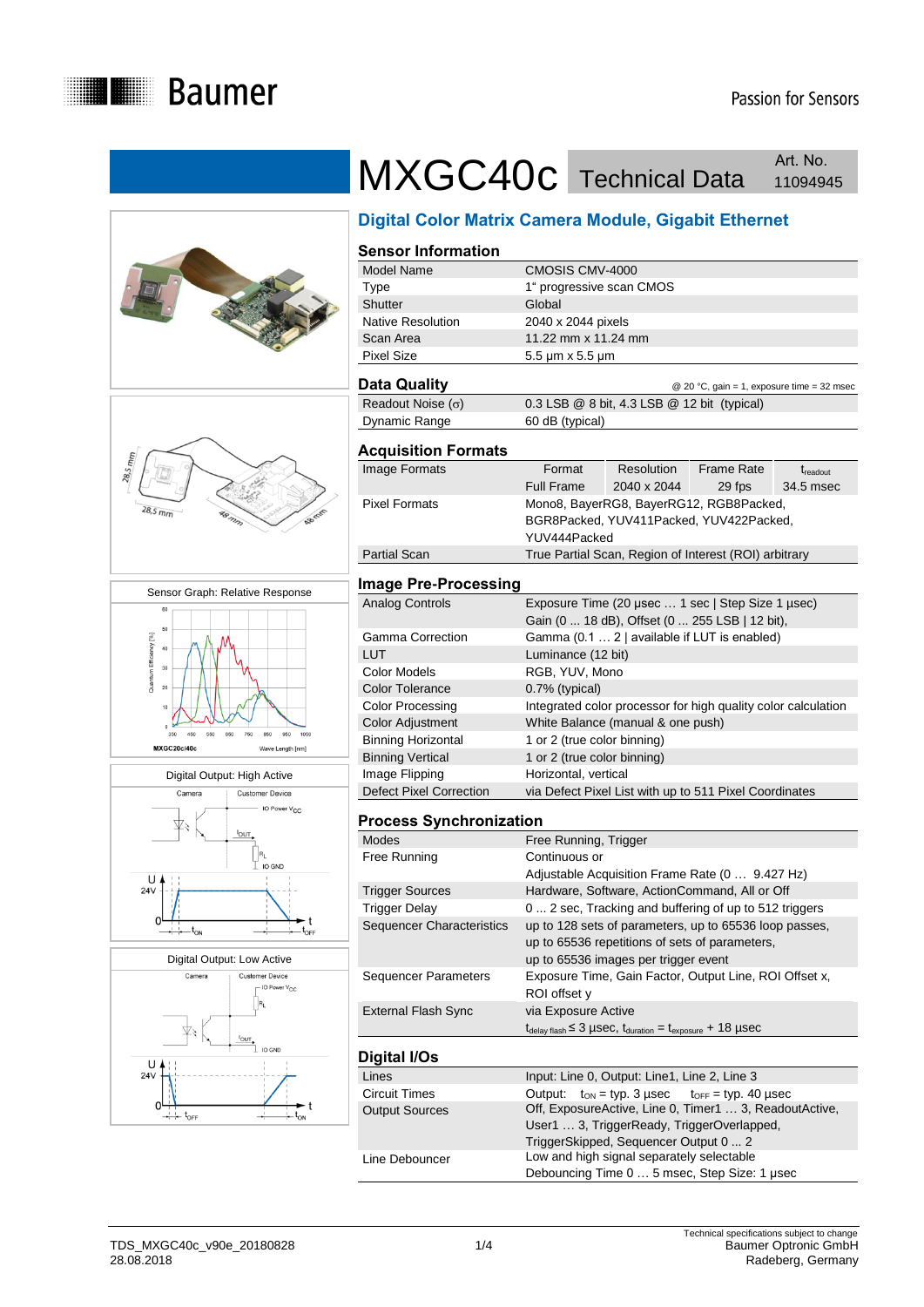# MXGC40c Technical Data

Art. No. 11094945

## Digital Color Matrix Camera Module, Gigabit Ethernet

### Sensor Information

| | |
|---|---|
| Model Name | CMOSIS CMV-4000 |
| Type | 1" progressive scan CMOS |
| Shutter | Global |
| Native Resolution | 2040 x 2044 pixels |
| Scan Area | 11.22 mm x 11.24 mm |
| Pixel Size | 5.5 µm x 5.5 µm |

### Data Quality

@ 20 °C, gain = 1, exposure time = 32 msec

| | |
|---|---|
| Readout Noise (σ) | 0.3 LSB @ 8 bit, 4.3 LSB @ 12 bit (typical) |
| Dynamic Range | 60 dB (typical) |

### Acquisition Formats

| | Format | Resolution | Frame Rate | $t_{readout}$ |
|---|---|---|---|---|
| Image Formats | Full Frame | 2040 x 2044 | 29 fps | 34.5 msec |
| Pixel Formats | Mono8, BayerRG8, BayerRG12, RGB8Packed, BGR8Packed, YUV411Packed, YUV422Packed, YUV444Packed | | | |
| Partial Scan | True Partial Scan, Region of Interest (ROI) arbitrary | | | |

### Image Pre-Processing

| | |
|---|---|
| Analog Controls | Exposure Time (20 µsec … 1 sec \| Step Size 1 µsec) Gain (0 ... 18 dB), Offset (0 ... 255 LSB \| 12 bit), |
| Gamma Correction | Gamma (0.1 … 2 \| available if LUT is enabled) |
| LUT | Luminance (12 bit) |
| Color Models | RGB, YUV, Mono |
| Color Tolerance | 0.7% (typical) |
| Color Processing | Integrated color processor for high quality color calculation |
| Color Adjustment | White Balance (manual & one push) |
| Binning Horizontal | 1 or 2 (true color binning) |
| Binning Vertical | 1 or 2 (true color binning) |
| Image Flipping | Horizontal, vertical |
| Defect Pixel Correction | via Defect Pixel List with up to 511 Pixel Coordinates |

### Process Synchronization

| | |
|---|---|
| Modes | Free Running, Trigger |
| Free Running | Continuous or Adjustable Acquisition Frame Rate (0 … 9.427 Hz) |
| Trigger Sources | Hardware, Software, ActionCommand, All or Off |
| Trigger Delay | 0 ... 2 sec, Tracking and buffering of up to 512 triggers |
| Sequencer Characteristics | up to 128 sets of parameters, up to 65536 loop passes, up to 65536 repetitions of sets of parameters, up to 65536 images per trigger event |
| Sequencer Parameters | Exposure Time, Gain Factor, Output Line, ROI Offset x, ROI offset y |
| External Flash Sync | via Exposure Active $t_{delay\ flash} \leq 3$ µsec, $t_{duration} = t_{exposure} + 18$ µsec |

### Digital I/Os

| | |
|---|---|
| Lines | Input: Line 0, Output: Line1, Line 2, Line 3 |
| Circuit Times | Output: $t_{ON}$ = typ. 3 µsec $t_{OFF}$ = typ. 40 µsec |
| Output Sources | Off, ExposureActive, Line 0, Timer1 … 3, ReadoutActive, User1 … 3, TriggerReady, TriggerOverlapped, TriggerSkipped, Sequencer Output 0 ... 2 |
| Line Debouncer | Low and high signal separately selectable Debouncing Time 0 … 5 msec, Step Size: 1 µsec |

Sensor Graph: Relative Response

Digital Output: High Active

Digital Output: Low Active

TDS_MXGC40c_v90e_20180828
28.08.2018

Technical specifications subject to change
Baumer Optronic GmbH
Radeberg, Germany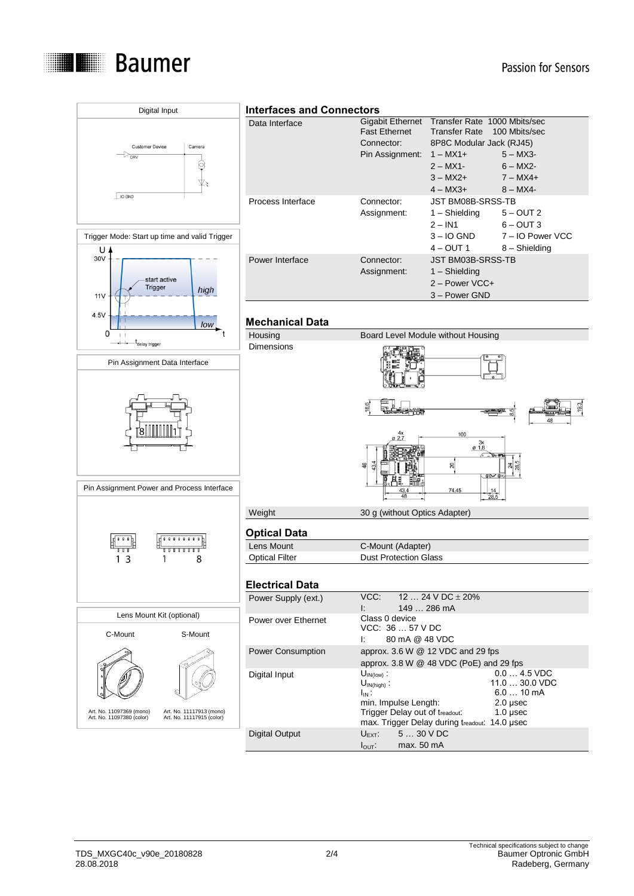## Digital Input

Customer Device — Camera

DRV

IO GND

## Trigger Mode: Start up time and valid Trigger

U

30V

11V

4.5V

0

start active Trigger

high

low

t

$t_{delay\ trigger}$

## Pin Assignment Data Interface

8 1

## Pin Assignment Power and Process Interface

1 3    1 8

## Lens Mount Kit (optional)

C-Mount — Art. No. 11097369 (mono), Art. No. 11097380 (color)

S-Mount — Art. No. 11117913 (mono), Art. No. 11117915 (color)

## Interfaces and Connectors

| | | |
|---|---|---|
| Data Interface | Gigabit Ethernet | Transfer Rate 1000 Mbits/sec |
| | Fast Ethernet | Transfer Rate 100 Mbits/sec |
| | Connector: | 8P8C Modular Jack (RJ45) |
| | Pin Assignment: | 1 – MX1+ 5 – MX3- |
| | | 2 – MX1- 6 – MX2- |
| | | 3 – MX2+ 7 – MX4+ |
| | | 4 – MX3+ 8 – MX4- |
| Process Interface | Connector: | JST BM08B-SRSS-TB |
| | Assignment: | 1 – Shielding 5 – OUT 2 |
| | | 2 – IN1 6 – OUT 3 |
| | | 3 – IO GND 7 – IO Power VCC |
| | | 4 – OUT 1 8 – Shielding |
| Power Interface | Connector: | JST BM03B-SRSS-TB |
| | Assignment: | 1 – Shielding |
| | | 2 – Power VCC+ |
| | | 3 – Power GND |

## Mechanical Data

| | |
|---|---|
| Housing | Board Level Module without Housing |
| Dimensions | 18.6; 8.5; 19.3; 48; 4x ø 2.7; 100; 3x ø 1.8; 43.4; 48; 20; 24; 28.5; 74.45; 14; 28.5 |
| Weight | 30 g (without Optics Adapter) |

## Optical Data

| | |
|---|---|
| Lens Mount | C-Mount (Adapter) |
| Optical Filter | Dust Protection Glass |

## Electrical Data

| | |
|---|---|
| Power Supply (ext.) | VCC: 12 … 24 V DC ± 20% |
| | I: 149 … 286 mA |
| Power over Ethernet | Class 0 device |
| | VCC: 36 … 57 V DC |
| | I: 80 mA @ 48 VDC |
| Power Consumption | approx. 3.6 W @ 12 VDC and 29 fps |
| | approx. 3.8 W @ 48 VDC (PoE) and 29 fps |
| Digital Input | $U_{IN(low)}$: 0.0 … 4.5 VDC |
| | $U_{IN(high)}$: 11.0 … 30.0 VDC |
| | $I_{IN}$: 6.0 … 10 mA |
| | min. Impulse Length: 2.0 µsec |
| | Trigger Delay out of $t_{readout}$: 1.0 µsec |
| | max. Trigger Delay during $t_{readout}$: 14.0 µsec |
| Digital Output | $U_{EXT}$: 5 … 30 V DC |
| | $I_{OUT}$: max. 50 mA |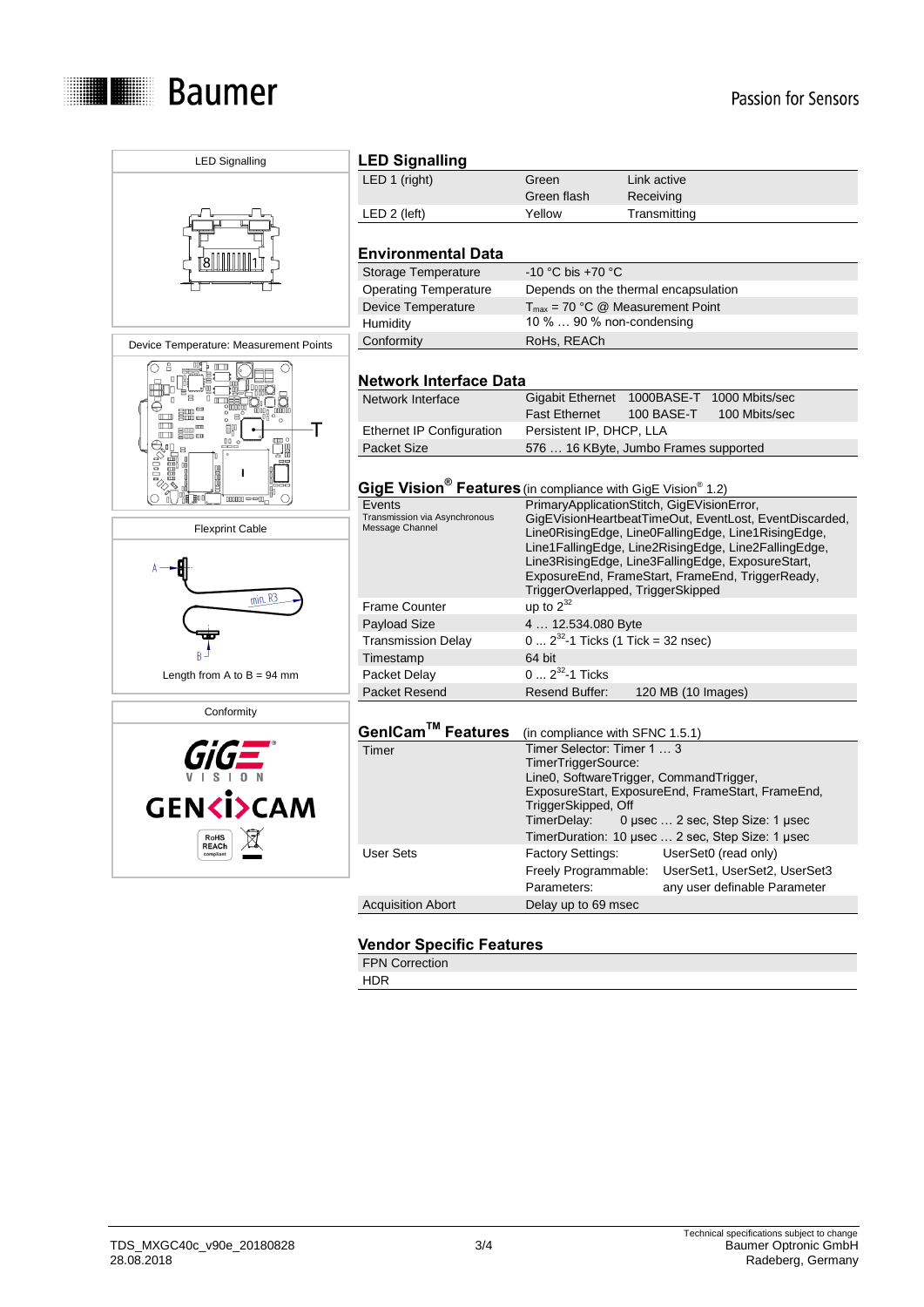LED Signalling

Device Temperature: Measurement Points

Flexprint Cable

Length from A to B = 94 mm

Conformity

## LED Signalling

| | | |
|---|---|---|
| LED 1 (right) | Green<br>Green flash | Link active<br>Receiving |
| LED 2 (left) | Yellow | Transmitting |

## Environmental Data

| | |
|---|---|
| Storage Temperature | -10 °C bis +70 °C |
| Operating Temperature | Depends on the thermal encapsulation |
| Device Temperature | $T_{max}$ = 70 °C @ Measurement Point |
| Humidity | 10 % … 90 % non-condensing |
| Conformity | RoHS, REACh |

## Network Interface Data

| | | | |
|---|---|---|---|
| Network Interface | Gigabit Ethernet | 1000BASE-T | 1000 Mbits/sec |
| | Fast Ethernet | 100 BASE-T | 100 Mbits/sec |
| Ethernet IP Configuration | Persistent IP, DHCP, LLA | | |
| Packet Size | 576 … 16 KByte, Jumbo Frames supported | | |

## GigE Vision® Features (in compliance with GigE Vision® 1.2)

| | |
|---|---|
| Events<br>Transmission via Asynchronous Message Channel | PrimaryApplicationStitch, GigEVisionError, GigEVisionHeartbeatTimeOut, EventLost, EventDiscarded, Line0RisingEdge, Line0FallingEdge, Line1RisingEdge, Line1FallingEdge, Line2RisingEdge, Line2FallingEdge, Line3RisingEdge, Line3FallingEdge, ExposureStart, ExposureEnd, FrameStart, FrameEnd, TriggerReady, TriggerOverlapped, TriggerSkipped |
| Frame Counter | up to $2^{32}$ |
| Payload Size | 4 … 12.534.080 Byte |
| Transmission Delay | 0 … $2^{32}$-1 Ticks (1 Tick = 32 nsec) |
| Timestamp | 64 bit |
| Packet Delay | 0 … $2^{32}$-1 Ticks |
| Packet Resend | Resend Buffer: 120 MB (10 Images) |

## GenICam™ Features (in compliance with SFNC 1.5.1)

| | |
|---|---|
| Timer | Timer Selector: Timer 1 … 3<br>TimerTriggerSource:<br>Line0, SoftwareTrigger, CommandTrigger, ExposureStart, ExposureEnd, FrameStart, FrameEnd, TriggerSkipped, Off<br>TimerDelay: 0 µsec … 2 sec, Step Size: 1 µsec<br>TimerDuration: 10 µsec … 2 sec, Step Size: 1 µsec |
| User Sets | Factory Settings: UserSet0 (read only)<br>Freely Programmable: UserSet1, UserSet2, UserSet3<br>Parameters: any user definable Parameter |
| Acquisition Abort | Delay up to 69 msec |

## Vendor Specific Features

- FPN Correction
- HDR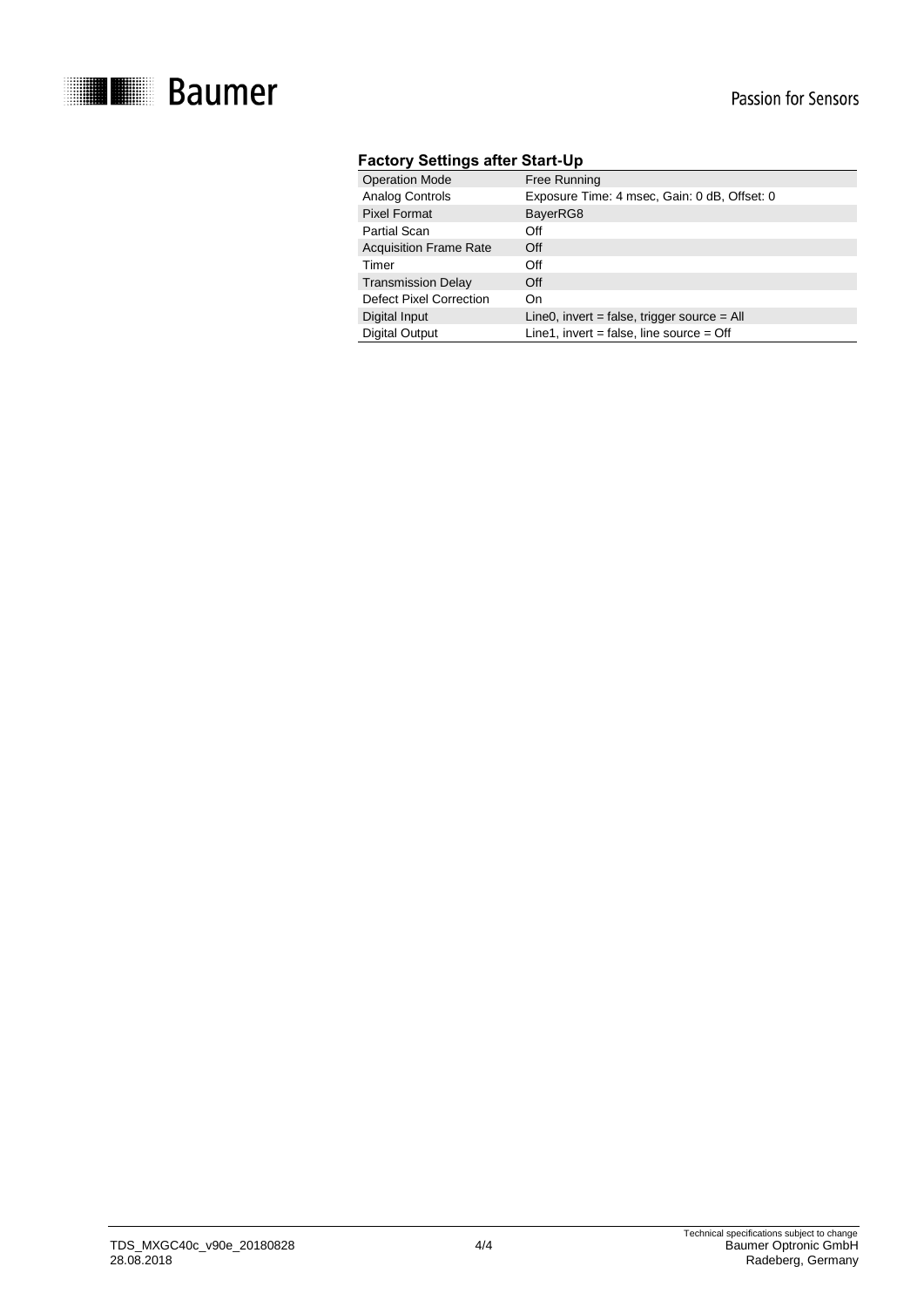### Factory Settings after Start-Up

| | |
|---|---|
| Operation Mode | Free Running |
| Analog Controls | Exposure Time: 4 msec, Gain: 0 dB, Offset: 0 |
| Pixel Format | BayerRG8 |
| Partial Scan | Off |
| Acquisition Frame Rate | Off |
| Timer | Off |
| Transmission Delay | Off |
| Defect Pixel Correction | On |
| Digital Input | Line0, invert = false, trigger source = All |
| Digital Output | Line1, invert = false, line source = Off |